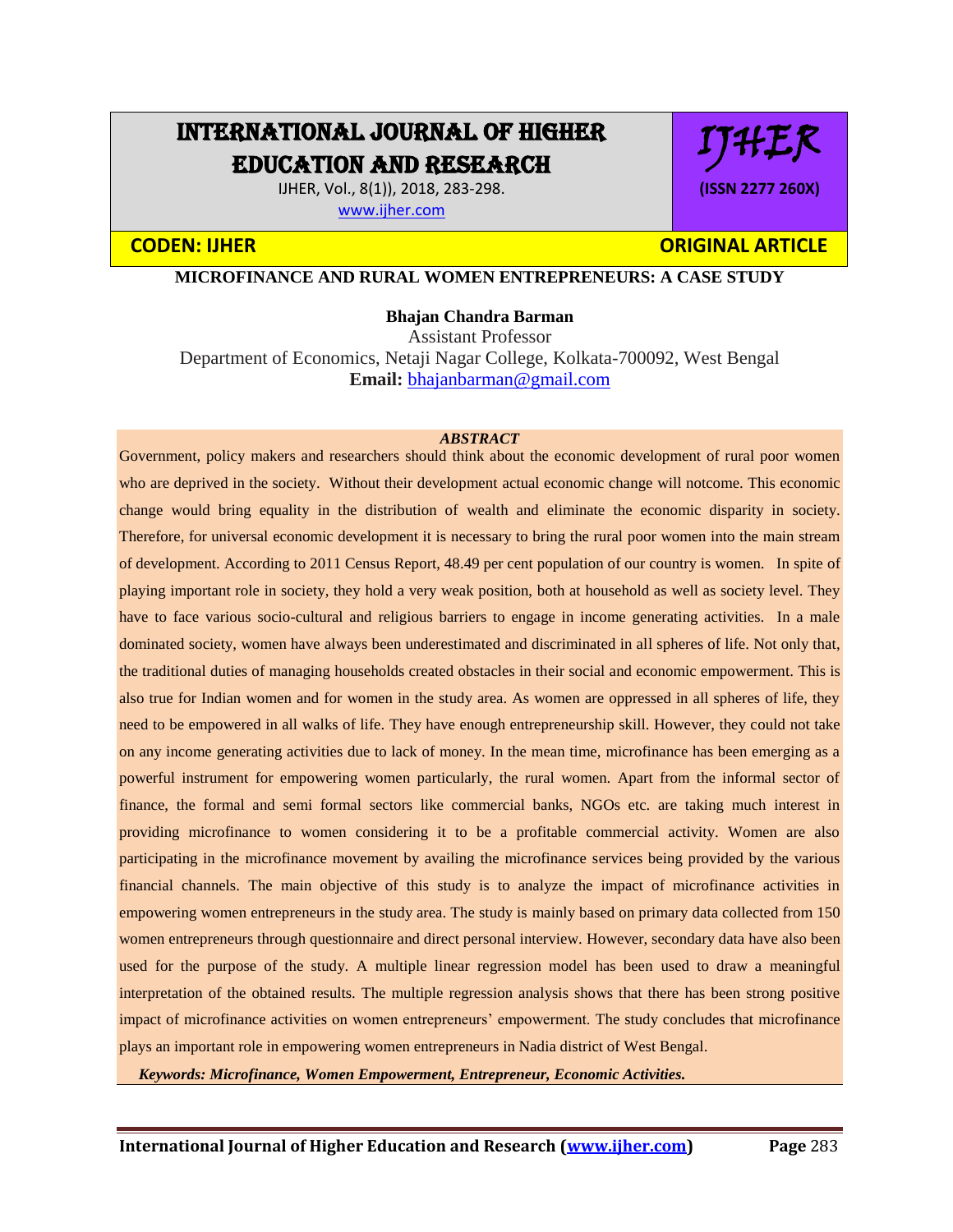# INTERNATIONAL JOURNAL OF HIGHER EDUCATION AND RESEARCH

IJHER, Vol., 8(1)), 2018, 283-298.

www.ijher.com

IJHER

(ISSN 2277 260X)

**CODEN: IJHER** **ORIGINAL ARTICLE**

## MICROFINANCE AND RURAL WOMEN ENTREPRENEURS: A CASE STUDY

**Bhajan Chandra Barman**

Assistant Professor

Department of Economics, Netaji Nagar College, Kolkata-700092, West Bengal

**Email:** bhajanbarman@gmail.com

***ABSTRACT***

Government, policy makers and researchers should think about the economic development of rural poor women who are deprived in the society. Without their development actual economic change will notcome. This economic change would bring equality in the distribution of wealth and eliminate the economic disparity in society. Therefore, for universal economic development it is necessary to bring the rural poor women into the main stream of development. According to 2011 Census Report, 48.49 per cent population of our country is women. In spite of playing important role in society, they hold a very weak position, both at household as well as society level. They have to face various socio-cultural and religious barriers to engage in income generating activities. In a male dominated society, women have always been underestimated and discriminated in all spheres of life. Not only that, the traditional duties of managing households created obstacles in their social and economic empowerment. This is also true for Indian women and for women in the study area. As women are oppressed in all spheres of life, they need to be empowered in all walks of life. They have enough entrepreneurship skill. However, they could not take on any income generating activities due to lack of money. In the mean time, microfinance has been emerging as a powerful instrument for empowering women particularly, the rural women. Apart from the informal sector of finance, the formal and semi formal sectors like commercial banks, NGOs etc. are taking much interest in providing microfinance to women considering it to be a profitable commercial activity. Women are also participating in the microfinance movement by availing the microfinance services being provided by the various financial channels. The main objective of this study is to analyze the impact of microfinance activities in empowering women entrepreneurs in the study area. The study is mainly based on primary data collected from 150 women entrepreneurs through questionnaire and direct personal interview. However, secondary data have also been used for the purpose of the study. A multiple linear regression model has been used to draw a meaningful interpretation of the obtained results. The multiple regression analysis shows that there has been strong positive impact of microfinance activities on women entrepreneurs' empowerment. The study concludes that microfinance plays an important role in empowering women entrepreneurs in Nadia district of West Bengal.

***Keywords: Microfinance, Women Empowerment, Entrepreneur, Economic Activities.***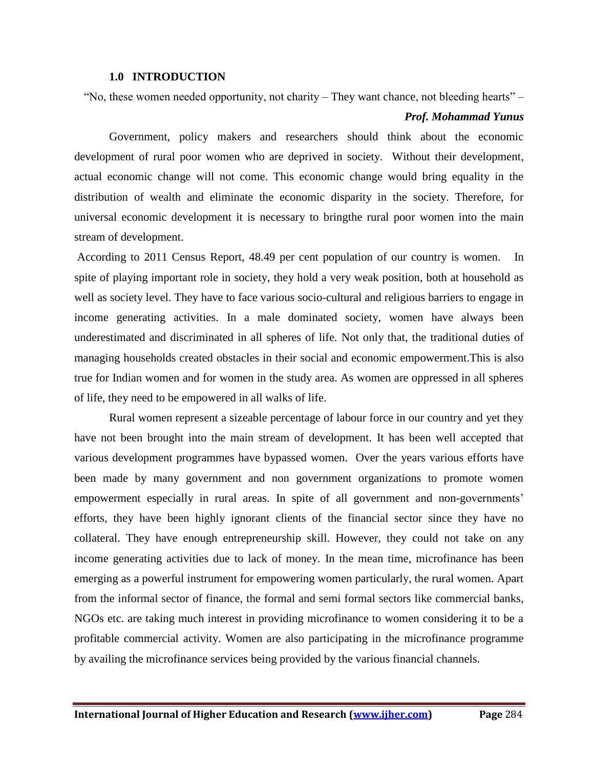## 1.0 INTRODUCTION

"No, these women needed opportunity, not charity – They want chance, not bleeding hearts" –

***Prof. Mohammad Yunus***

Government, policy makers and researchers should think about the economic development of rural poor women who are deprived in society. Without their development, actual economic change will not come. This economic change would bring equality in the distribution of wealth and eliminate the economic disparity in the society. Therefore, for universal economic development it is necessary to bringthe rural poor women into the main stream of development.

According to 2011 Census Report, 48.49 per cent population of our country is women. In spite of playing important role in society, they hold a very weak position, both at household as well as society level. They have to face various socio-cultural and religious barriers to engage in income generating activities. In a male dominated society, women have always been underestimated and discriminated in all spheres of life. Not only that, the traditional duties of managing households created obstacles in their social and economic empowerment.This is also true for Indian women and for women in the study area. As women are oppressed in all spheres of life, they need to be empowered in all walks of life.

Rural women represent a sizeable percentage of labour force in our country and yet they have not been brought into the main stream of development. It has been well accepted that various development programmes have bypassed women. Over the years various efforts have been made by many government and non government organizations to promote women empowerment especially in rural areas. In spite of all government and non-governments' efforts, they have been highly ignorant clients of the financial sector since they have no collateral. They have enough entrepreneurship skill. However, they could not take on any income generating activities due to lack of money. In the mean time, microfinance has been emerging as a powerful instrument for empowering women particularly, the rural women. Apart from the informal sector of finance, the formal and semi formal sectors like commercial banks, NGOs etc. are taking much interest in providing microfinance to women considering it to be a profitable commercial activity. Women are also participating in the microfinance programme by availing the microfinance services being provided by the various financial channels.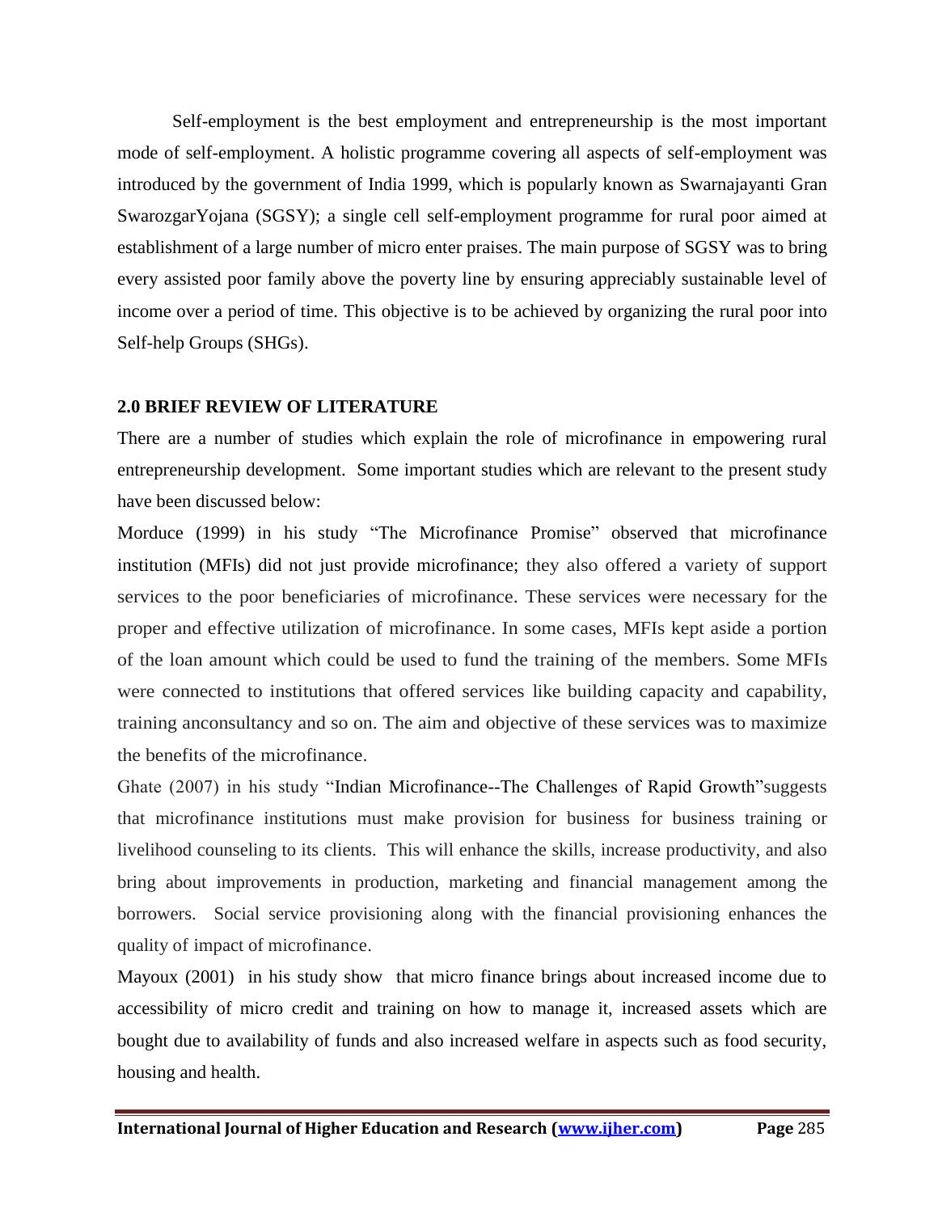Self-employment is the best employment and entrepreneurship is the most important mode of self-employment. A holistic programme covering all aspects of self-employment was introduced by the government of India 1999, which is popularly known as Swarnajayanti Gran SwarozgarYojana (SGSY); a single cell self-employment programme for rural poor aimed at establishment of a large number of micro enter praises. The main purpose of SGSY was to bring every assisted poor family above the poverty line by ensuring appreciably sustainable level of income over a period of time. This objective is to be achieved by organizing the rural poor into Self-help Groups (SHGs).

## 2.0 BRIEF REVIEW OF LITERATURE

There are a number of studies which explain the role of microfinance in empowering rural entrepreneurship development. Some important studies which are relevant to the present study have been discussed below:

Morduce (1999) in his study "The Microfinance Promise" observed that microfinance institution (MFIs) did not just provide microfinance; they also offered a variety of support services to the poor beneficiaries of microfinance. These services were necessary for the proper and effective utilization of microfinance. In some cases, MFIs kept aside a portion of the loan amount which could be used to fund the training of the members. Some MFIs were connected to institutions that offered services like building capacity and capability, training anconsultancy and so on. The aim and objective of these services was to maximize the benefits of the microfinance.

Ghate (2007) in his study "Indian Microfinance--The Challenges of Rapid Growth"suggests that microfinance institutions must make provision for business for business training or livelihood counseling to its clients. This will enhance the skills, increase productivity, and also bring about improvements in production, marketing and financial management among the borrowers. Social service provisioning along with the financial provisioning enhances the quality of impact of microfinance.

Mayoux (2001) in his study show that micro finance brings about increased income due to accessibility of micro credit and training on how to manage it, increased assets which are bought due to availability of funds and also increased welfare in aspects such as food security, housing and health.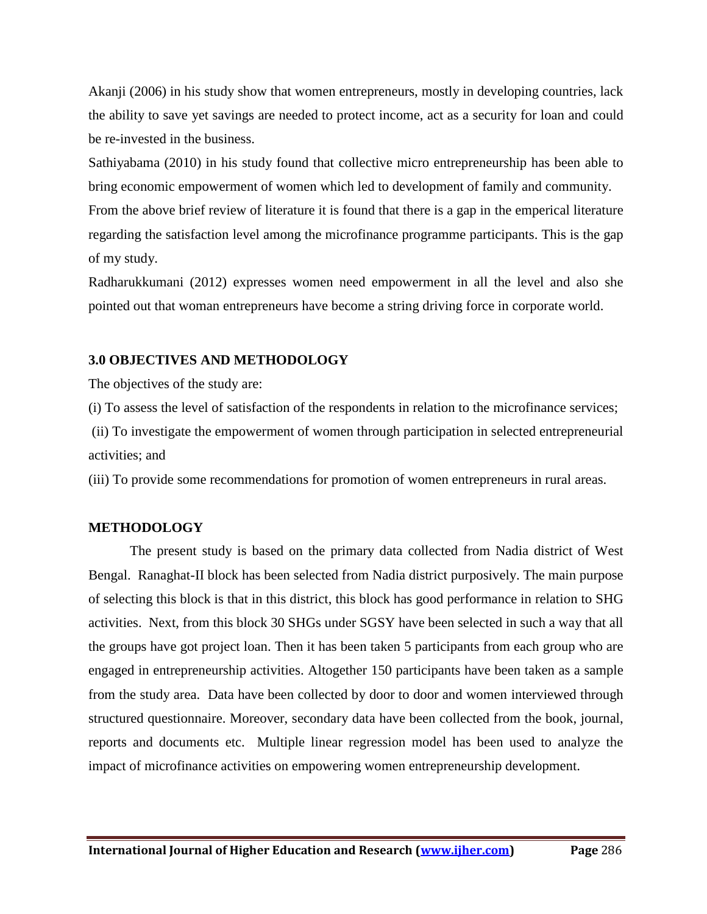Akanji (2006) in his study show that women entrepreneurs, mostly in developing countries, lack the ability to save yet savings are needed to protect income, act as a security for loan and could be re-invested in the business.

Sathiyabama (2010) in his study found that collective micro entrepreneurship has been able to bring economic empowerment of women which led to development of family and community.

From the above brief review of literature it is found that there is a gap in the emperical literature regarding the satisfaction level among the microfinance programme participants. This is the gap of my study.

Radharukkumani (2012) expresses women need empowerment in all the level and also she pointed out that woman entrepreneurs have become a string driving force in corporate world.

## 3.0 OBJECTIVES AND METHODOLOGY

The objectives of the study are:

(i) To assess the level of satisfaction of the respondents in relation to the microfinance services;

(ii) To investigate the empowerment of women through participation in selected entrepreneurial activities; and

(iii) To provide some recommendations for promotion of women entrepreneurs in rural areas.

## METHODOLOGY

The present study is based on the primary data collected from Nadia district of West Bengal. Ranaghat-II block has been selected from Nadia district purposively. The main purpose of selecting this block is that in this district, this block has good performance in relation to SHG activities. Next, from this block 30 SHGs under SGSY have been selected in such a way that all the groups have got project loan. Then it has been taken 5 participants from each group who are engaged in entrepreneurship activities. Altogether 150 participants have been taken as a sample from the study area. Data have been collected by door to door and women interviewed through structured questionnaire. Moreover, secondary data have been collected from the book, journal, reports and documents etc. Multiple linear regression model has been used to analyze the impact of microfinance activities on empowering women entrepreneurship development.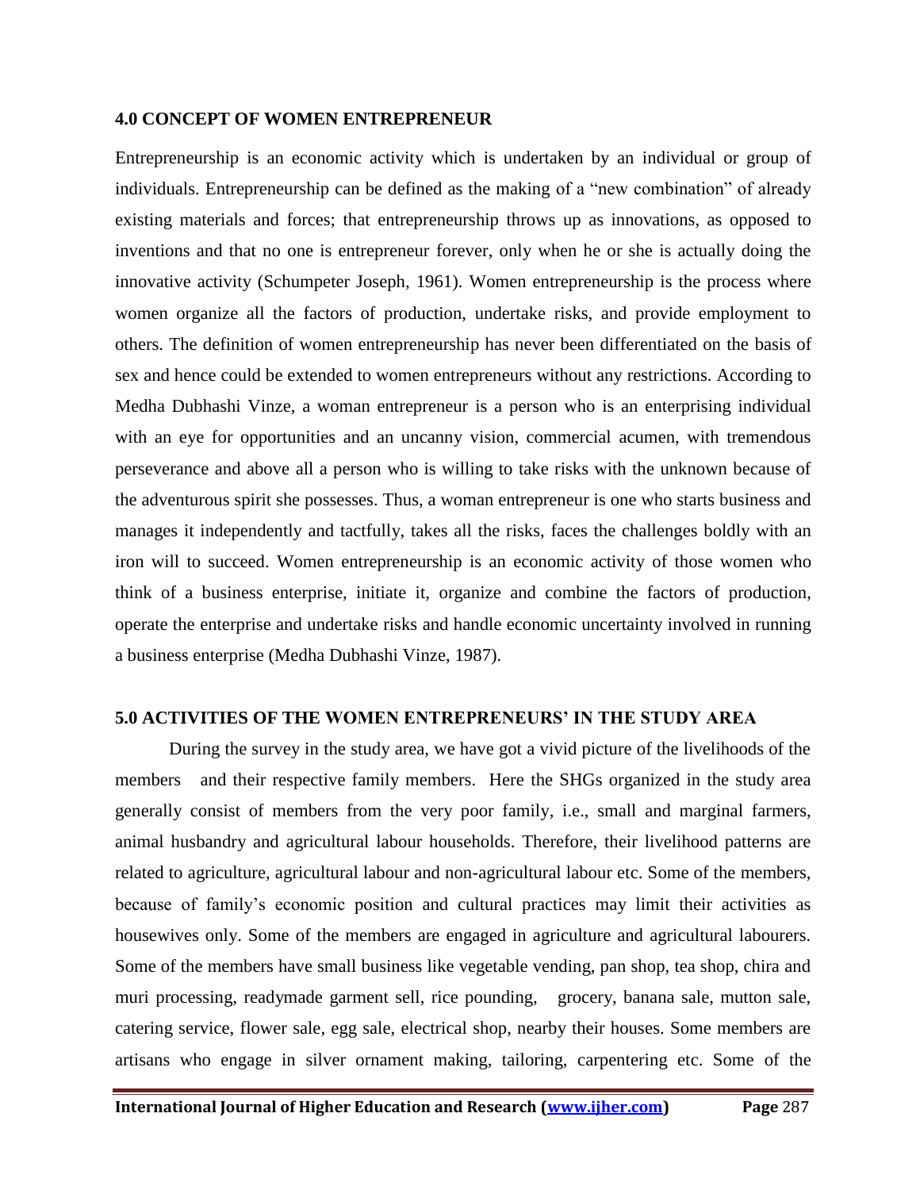## 4.0 CONCEPT OF WOMEN ENTREPRENEUR

Entrepreneurship is an economic activity which is undertaken by an individual or group of individuals. Entrepreneurship can be defined as the making of a "new combination" of already existing materials and forces; that entrepreneurship throws up as innovations, as opposed to inventions and that no one is entrepreneur forever, only when he or she is actually doing the innovative activity (Schumpeter Joseph, 1961). Women entrepreneurship is the process where women organize all the factors of production, undertake risks, and provide employment to others. The definition of women entrepreneurship has never been differentiated on the basis of sex and hence could be extended to women entrepreneurs without any restrictions. According to Medha Dubhashi Vinze, a woman entrepreneur is a person who is an enterprising individual with an eye for opportunities and an uncanny vision, commercial acumen, with tremendous perseverance and above all a person who is willing to take risks with the unknown because of the adventurous spirit she possesses. Thus, a woman entrepreneur is one who starts business and manages it independently and tactfully, takes all the risks, faces the challenges boldly with an iron will to succeed. Women entrepreneurship is an economic activity of those women who think of a business enterprise, initiate it, organize and combine the factors of production, operate the enterprise and undertake risks and handle economic uncertainty involved in running a business enterprise (Medha Dubhashi Vinze, 1987).

## 5.0 ACTIVITIES OF THE WOMEN ENTREPRENEURS' IN THE STUDY AREA

During the survey in the study area, we have got a vivid picture of the livelihoods of the members and their respective family members. Here the SHGs organized in the study area generally consist of members from the very poor family, i.e., small and marginal farmers, animal husbandry and agricultural labour households. Therefore, their livelihood patterns are related to agriculture, agricultural labour and non-agricultural labour etc. Some of the members, because of family's economic position and cultural practices may limit their activities as housewives only. Some of the members are engaged in agriculture and agricultural labourers. Some of the members have small business like vegetable vending, pan shop, tea shop, chira and muri processing, readymade garment sell, rice pounding, grocery, banana sale, mutton sale, catering service, flower sale, egg sale, electrical shop, nearby their houses. Some members are artisans who engage in silver ornament making, tailoring, carpentering etc. Some of the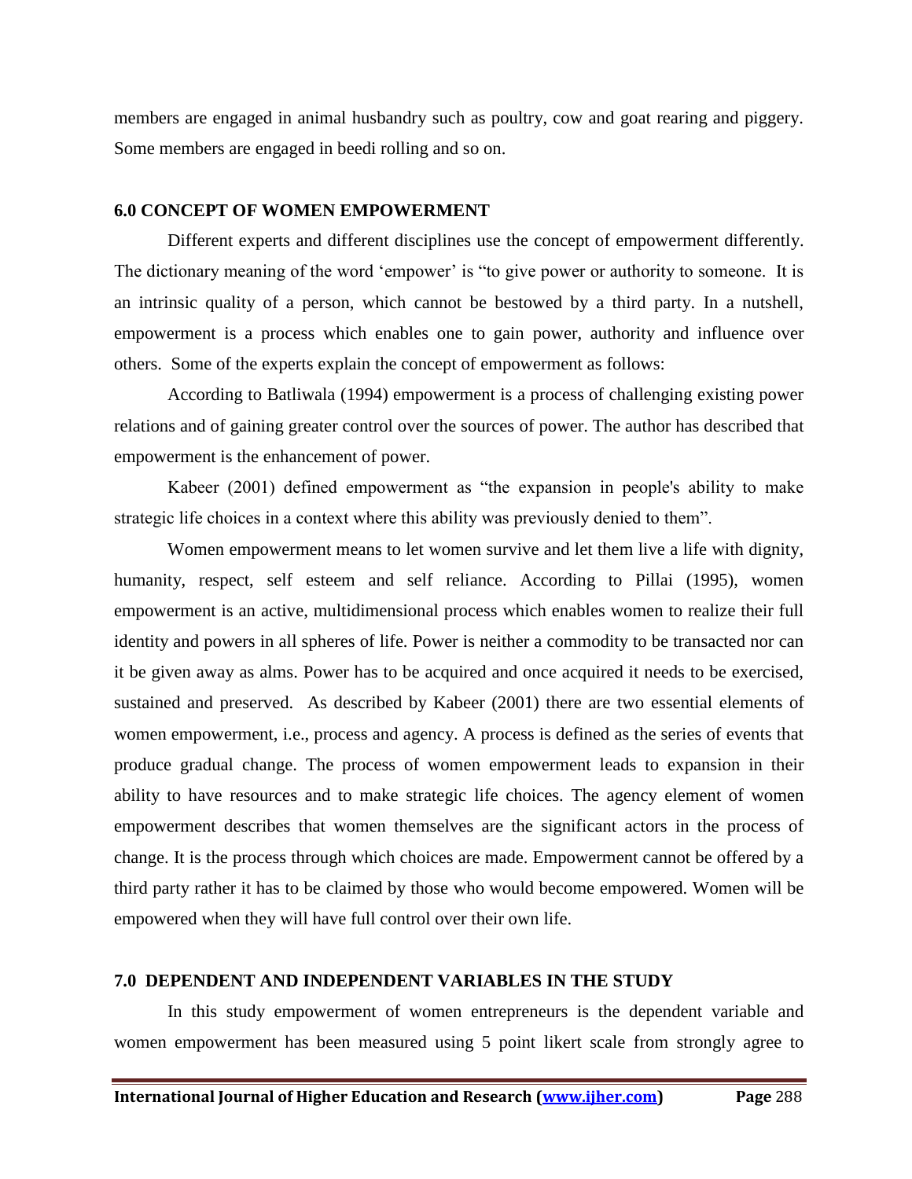members are engaged in animal husbandry such as poultry, cow and goat rearing and piggery. Some members are engaged in beedi rolling and so on.

## 6.0 CONCEPT OF WOMEN EMPOWERMENT

Different experts and different disciplines use the concept of empowerment differently. The dictionary meaning of the word 'empower' is "to give power or authority to someone. It is an intrinsic quality of a person, which cannot be bestowed by a third party. In a nutshell, empowerment is a process which enables one to gain power, authority and influence over others. Some of the experts explain the concept of empowerment as follows:

According to Batliwala (1994) empowerment is a process of challenging existing power relations and of gaining greater control over the sources of power. The author has described that empowerment is the enhancement of power.

Kabeer (2001) defined empowerment as "the expansion in people's ability to make strategic life choices in a context where this ability was previously denied to them".

Women empowerment means to let women survive and let them live a life with dignity, humanity, respect, self esteem and self reliance. According to Pillai (1995), women empowerment is an active, multidimensional process which enables women to realize their full identity and powers in all spheres of life. Power is neither a commodity to be transacted nor can it be given away as alms. Power has to be acquired and once acquired it needs to be exercised, sustained and preserved. As described by Kabeer (2001) there are two essential elements of women empowerment, i.e., process and agency. A process is defined as the series of events that produce gradual change. The process of women empowerment leads to expansion in their ability to have resources and to make strategic life choices. The agency element of women empowerment describes that women themselves are the significant actors in the process of change. It is the process through which choices are made. Empowerment cannot be offered by a third party rather it has to be claimed by those who would become empowered. Women will be empowered when they will have full control over their own life.

## 7.0 DEPENDENT AND INDEPENDENT VARIABLES IN THE STUDY

In this study empowerment of women entrepreneurs is the dependent variable and women empowerment has been measured using 5 point likert scale from strongly agree to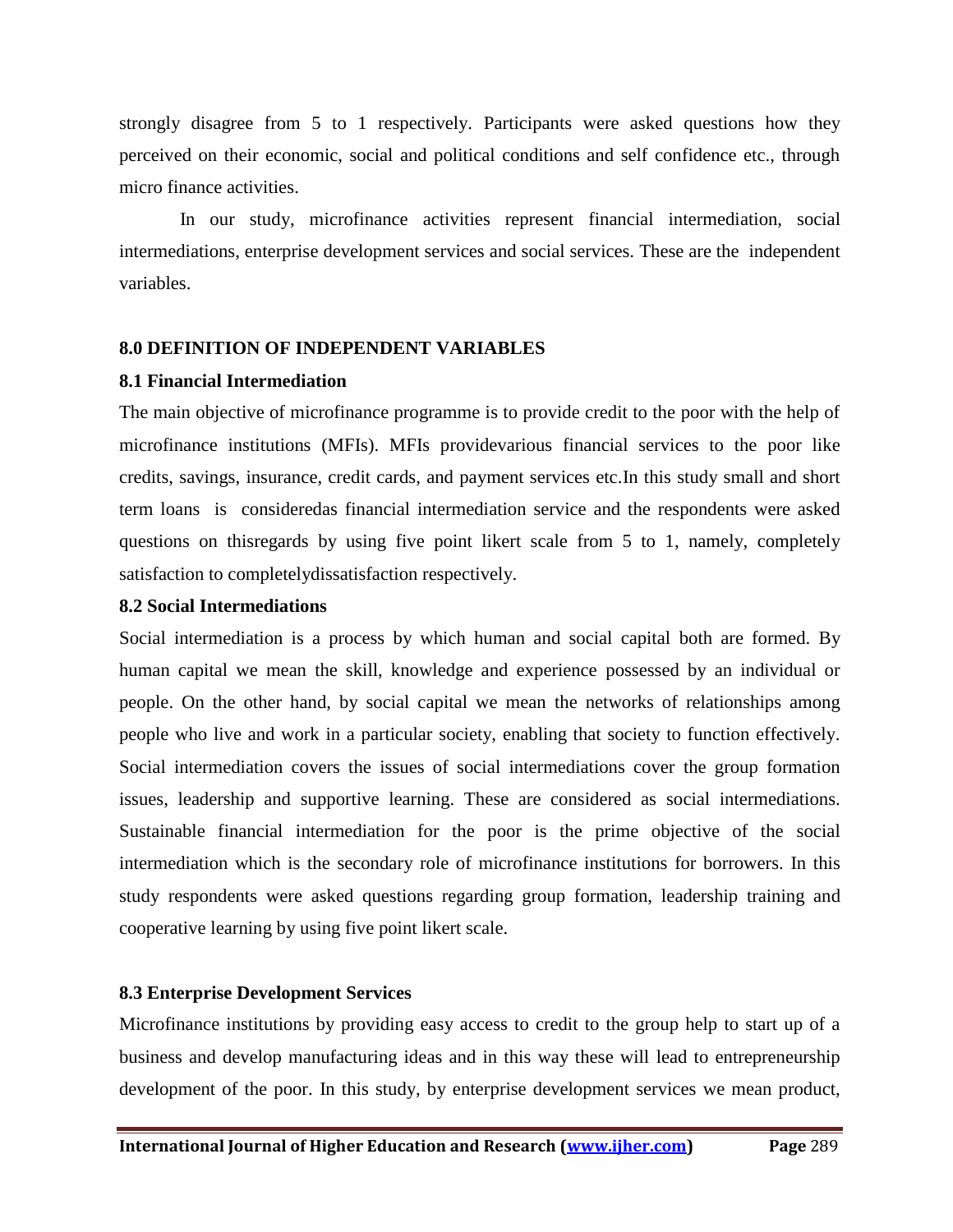strongly disagree from 5 to 1 respectively. Participants were asked questions how they perceived on their economic, social and political conditions and self confidence etc., through micro finance activities.

In our study, microfinance activities represent financial intermediation, social intermediations, enterprise development services and social services. These are the independent variables.

### 8.0 DEFINITION OF INDEPENDENT VARIABLES

#### 8.1 Financial Intermediation

The main objective of microfinance programme is to provide credit to the poor with the help of microfinance institutions (MFIs). MFIs providevarious financial services to the poor like credits, savings, insurance, credit cards, and payment services etc.In this study small and short term loans is consideredas financial intermediation service and the respondents were asked questions on thisregards by using five point likert scale from 5 to 1, namely, completely satisfaction to completelydissatisfaction respectively.

#### 8.2 Social Intermediations

Social intermediation is a process by which human and social capital both are formed. By human capital we mean the skill, knowledge and experience possessed by an individual or people. On the other hand, by social capital we mean the networks of relationships among people who live and work in a particular society, enabling that society to function effectively. Social intermediation covers the issues of social intermediations cover the group formation issues, leadership and supportive learning. These are considered as social intermediations. Sustainable financial intermediation for the poor is the prime objective of the social intermediation which is the secondary role of microfinance institutions for borrowers. In this study respondents were asked questions regarding group formation, leadership training and cooperative learning by using five point likert scale.

#### 8.3 Enterprise Development Services

Microfinance institutions by providing easy access to credit to the group help to start up of a business and develop manufacturing ideas and in this way these will lead to entrepreneurship development of the poor. In this study, by enterprise development services we mean product,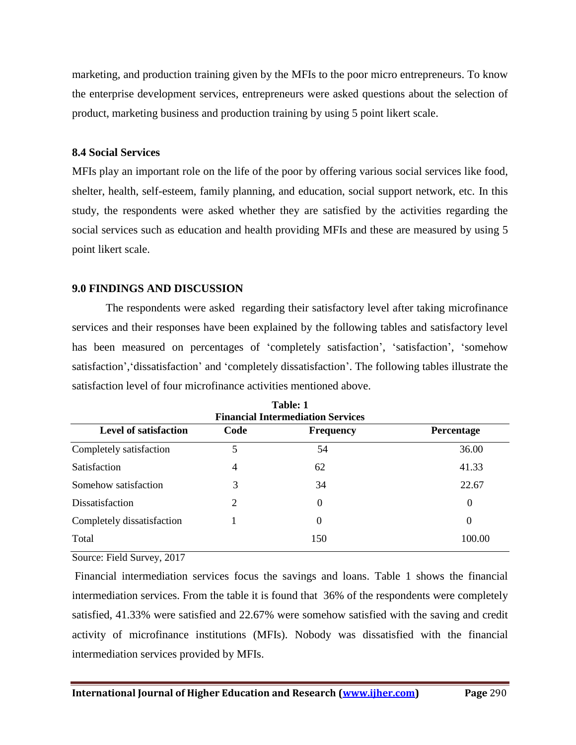marketing, and production training given by the MFIs to the poor micro entrepreneurs. To know the enterprise development services, entrepreneurs were asked questions about the selection of product, marketing business and production training by using 5 point likert scale.

### 8.4 Social Services

MFIs play an important role on the life of the poor by offering various social services like food, shelter, health, self-esteem, family planning, and education, social support network, etc. In this study, the respondents were asked whether they are satisfied by the activities regarding the social services such as education and health providing MFIs and these are measured by using 5 point likert scale.

## 9.0 FINDINGS AND DISCUSSION

The respondents were asked regarding their satisfactory level after taking microfinance services and their responses have been explained by the following tables and satisfactory level has been measured on percentages of 'completely satisfaction', 'satisfaction', 'somehow satisfaction','dissatisfaction' and 'completely dissatisfaction'. The following tables illustrate the satisfaction level of four microfinance activities mentioned above.

**Table: 1**
**Financial Intermediation Services**

| Level of satisfaction | Code | Frequency | Percentage |
|---|---|---|---|
| Completely satisfaction | 5 | 54 | 36.00 |
| Satisfaction | 4 | 62 | 41.33 |
| Somehow satisfaction | 3 | 34 | 22.67 |
| Dissatisfaction | 2 | 0 | 0 |
| Completely dissatisfaction | 1 | 0 | 0 |
| Total | | 150 | 100.00 |

Source: Field Survey, 2017

Financial intermediation services focus the savings and loans. Table 1 shows the financial intermediation services. From the table it is found that 36% of the respondents were completely satisfied, 41.33% were satisfied and 22.67% were somehow satisfied with the saving and credit activity of microfinance institutions (MFIs). Nobody was dissatisfied with the financial intermediation services provided by MFIs.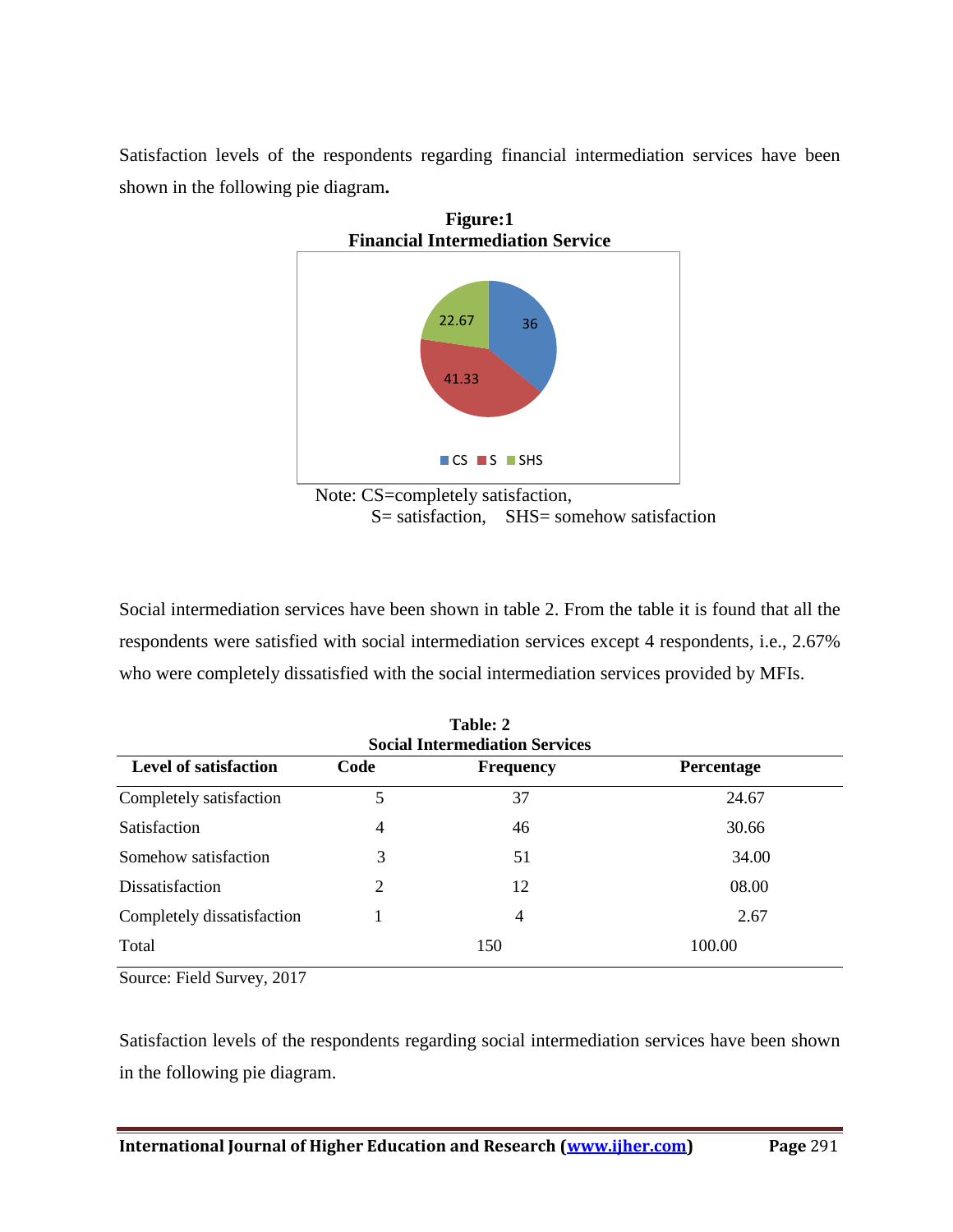Satisfaction levels of the respondents regarding financial intermediation services have been shown in the following pie diagram**.**

**Figure:1**
**Financial Intermediation Service**

Note: CS=completely satisfaction,
S= satisfaction, SHS= somehow satisfaction

Social intermediation services have been shown in table 2. From the table it is found that all the respondents were satisfied with social intermediation services except 4 respondents, i.e., 2.67% who were completely dissatisfied with the social intermediation services provided by MFIs.

**Table: 2**
**Social Intermediation Services**

| Level of satisfaction | Code | Frequency | Percentage |
|---|---|---|---|
| Completely satisfaction | 5 | 37 | 24.67 |
| Satisfaction | 4 | 46 | 30.66 |
| Somehow satisfaction | 3 | 51 | 34.00 |
| Dissatisfaction | 2 | 12 | 08.00 |
| Completely dissatisfaction | 1 | 4 | 2.67 |
| Total | | 150 | 100.00 |

Source: Field Survey, 2017

Satisfaction levels of the respondents regarding social intermediation services have been shown in the following pie diagram.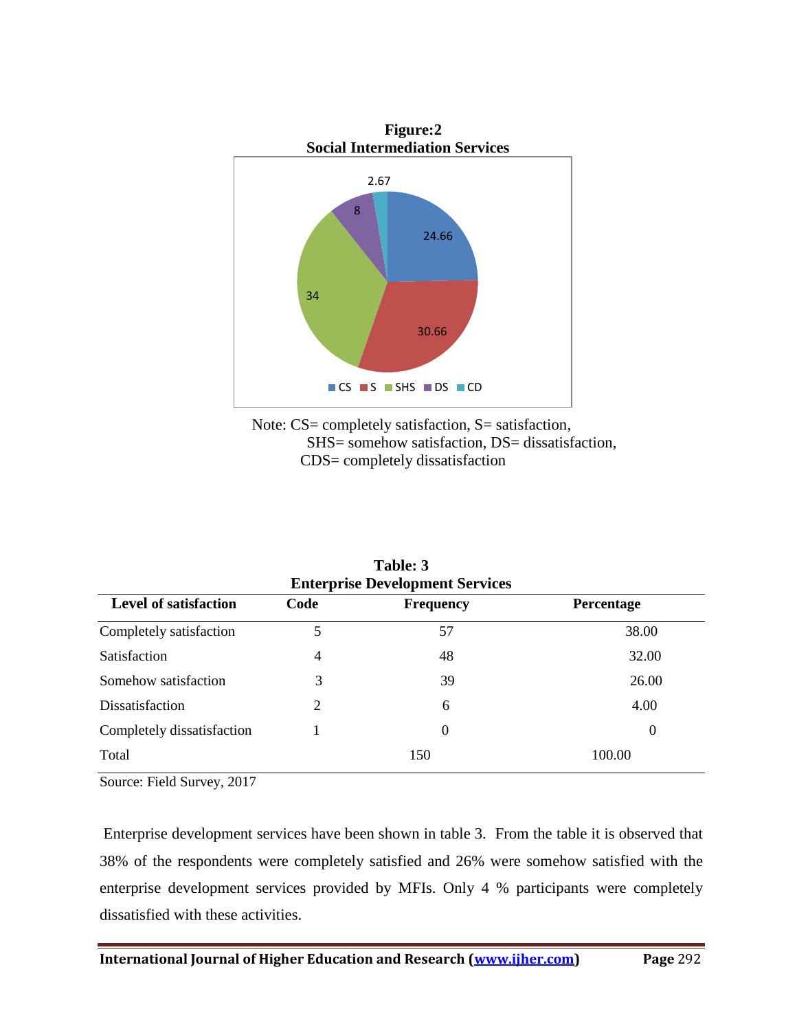**Figure:2**
**Social Intermediation Services**

Note: CS= completely satisfaction, S= satisfaction, SHS= somehow satisfaction, DS= dissatisfaction, CDS= completely dissatisfaction

**Table: 3**
**Enterprise Development Services**

| Level of satisfaction | Code | Frequency | Percentage |
|---|---|---|---|
| Completely satisfaction | 5 | 57 | 38.00 |
| Satisfaction | 4 | 48 | 32.00 |
| Somehow satisfaction | 3 | 39 | 26.00 |
| Dissatisfaction | 2 | 6 | 4.00 |
| Completely dissatisfaction | 1 | 0 | 0 |
| Total | | 150 | 100.00 |

Source: Field Survey, 2017

Enterprise development services have been shown in table 3. From the table it is observed that 38% of the respondents were completely satisfied and 26% were somehow satisfied with the enterprise development services provided by MFIs. Only 4 % participants were completely dissatisfied with these activities.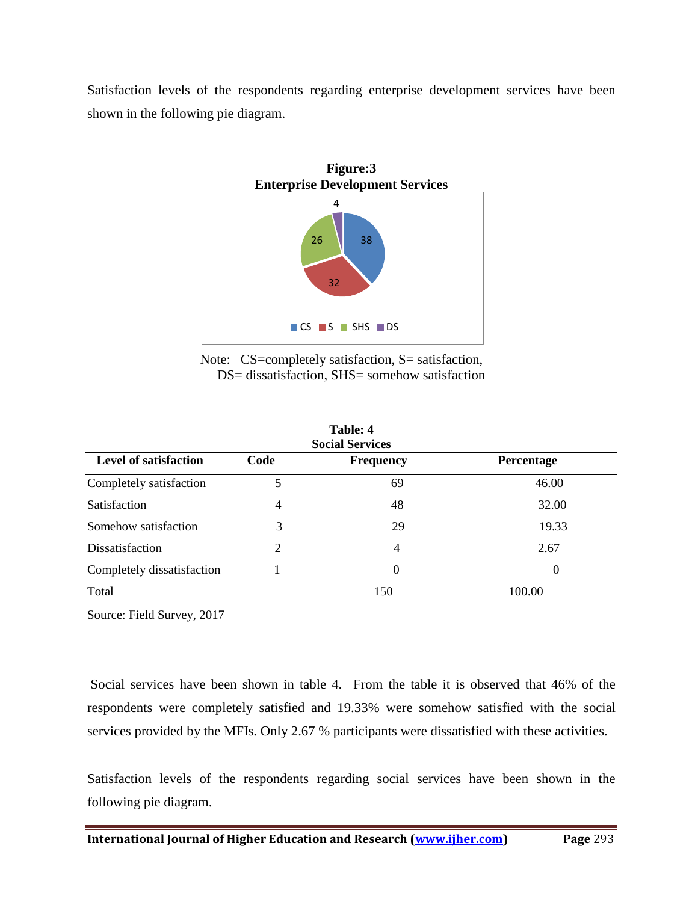Satisfaction levels of the respondents regarding enterprise development services have been shown in the following pie diagram.

**Figure:3**
**Enterprise Development Services**

Note: CS=completely satisfaction, S= satisfaction, DS= dissatisfaction, SHS= somehow satisfaction

**Table: 4**
**Social Services**

| Level of satisfaction | Code | Frequency | Percentage |
|---|---|---|---|
| Completely satisfaction | 5 | 69 | 46.00 |
| Satisfaction | 4 | 48 | 32.00 |
| Somehow satisfaction | 3 | 29 | 19.33 |
| Dissatisfaction | 2 | 4 | 2.67 |
| Completely dissatisfaction | 1 | 0 | 0 |
| Total | | 150 | 100.00 |

Source: Field Survey, 2017

Social services have been shown in table 4. From the table it is observed that 46% of the respondents were completely satisfied and 19.33% were somehow satisfied with the social services provided by the MFIs. Only 2.67 % participants were dissatisfied with these activities.

Satisfaction levels of the respondents regarding social services have been shown in the following pie diagram.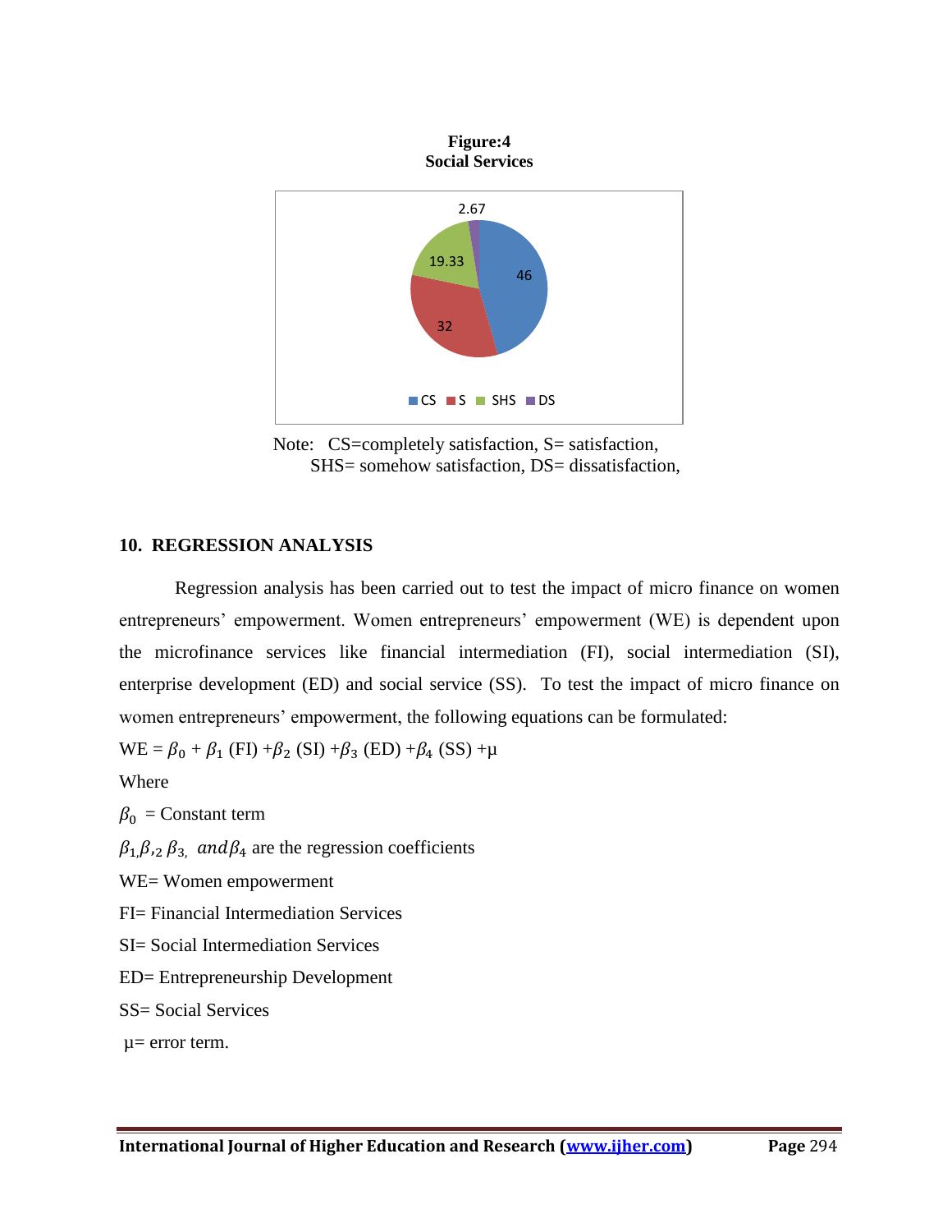**Figure:4**
**Social Services**

Note: CS=completely satisfaction, S= satisfaction, SHS= somehow satisfaction, DS= dissatisfaction,

## 10. REGRESSION ANALYSIS

Regression analysis has been carried out to test the impact of micro finance on women entrepreneurs' empowerment. Women entrepreneurs' empowerment (WE) is dependent upon the microfinance services like financial intermediation (FI), social intermediation (SI), enterprise development (ED) and social service (SS). To test the impact of micro finance on women entrepreneurs' empowerment, the following equations can be formulated:

$WE = \beta_0 + \beta_1 (FI) + \beta_2 (SI) + \beta_3 (ED) + \beta_4 (SS) + \mu$

Where

$\beta_0$ = Constant term

$\beta_1, \beta_2, \beta_3,$ and $\beta_4$ are the regression coefficients

WE= Women empowerment

FI= Financial Intermediation Services

SI= Social Intermediation Services

ED= Entrepreneurship Development

SS= Social Services

$\mu$= error term.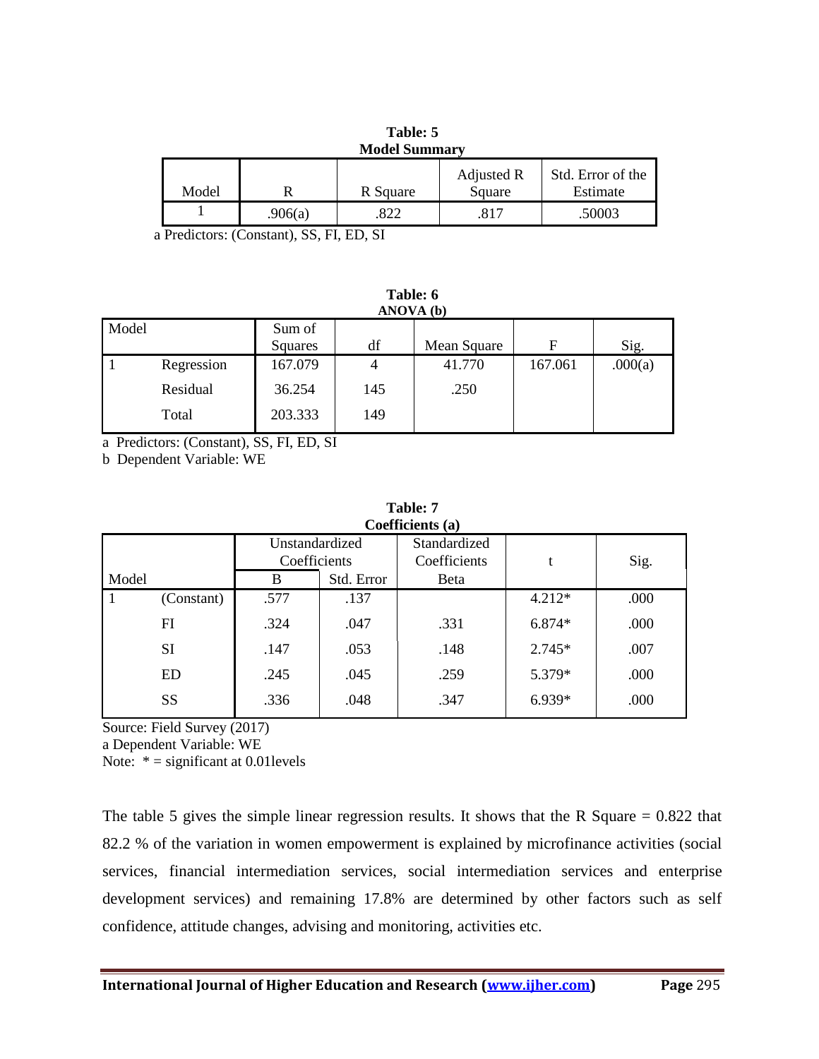**Table: 5**
**Model Summary**

| Model | R | R Square | Adjusted R Square | Std. Error of the Estimate |
|---|---|---|---|---|
| 1 | .906(a) | .822 | .817 | .50003 |

a Predictors: (Constant), SS, FI, ED, SI

**Table: 6**
**ANOVA (b)**

| Model | | Sum of Squares | df | Mean Square | F | Sig. |
|---|---|---|---|---|---|---|
| 1 | Regression | 167.079 | 4 | 41.770 | 167.061 | .000(a) |
| | Residual | 36.254 | 145 | .250 | | |
| | Total | 203.333 | 149 | | | |

a Predictors: (Constant), SS, FI, ED, SI
b Dependent Variable: WE

**Table: 7**
**Coefficients (a)**

| Model | | Unstandardized Coefficients | | Standardized Coefficients | t | Sig. |
|---|---|---|---|---|---|---|
| | | B | Std. Error | Beta | | |
| 1 | (Constant) | .577 | .137 | | 4.212* | .000 |
| | FI | .324 | .047 | .331 | 6.874* | .000 |
| | SI | .147 | .053 | .148 | 2.745* | .007 |
| | ED | .245 | .045 | .259 | 5.379* | .000 |
| | SS | .336 | .048 | .347 | 6.939* | .000 |

Source: Field Survey (2017)
a Dependent Variable: WE
Note: * = significant at 0.01levels

The table 5 gives the simple linear regression results. It shows that the R Square = 0.822 that 82.2 % of the variation in women empowerment is explained by microfinance activities (social services, financial intermediation services, social intermediation services and enterprise development services) and remaining 17.8% are determined by other factors such as self confidence, attitude changes, advising and monitoring, activities etc.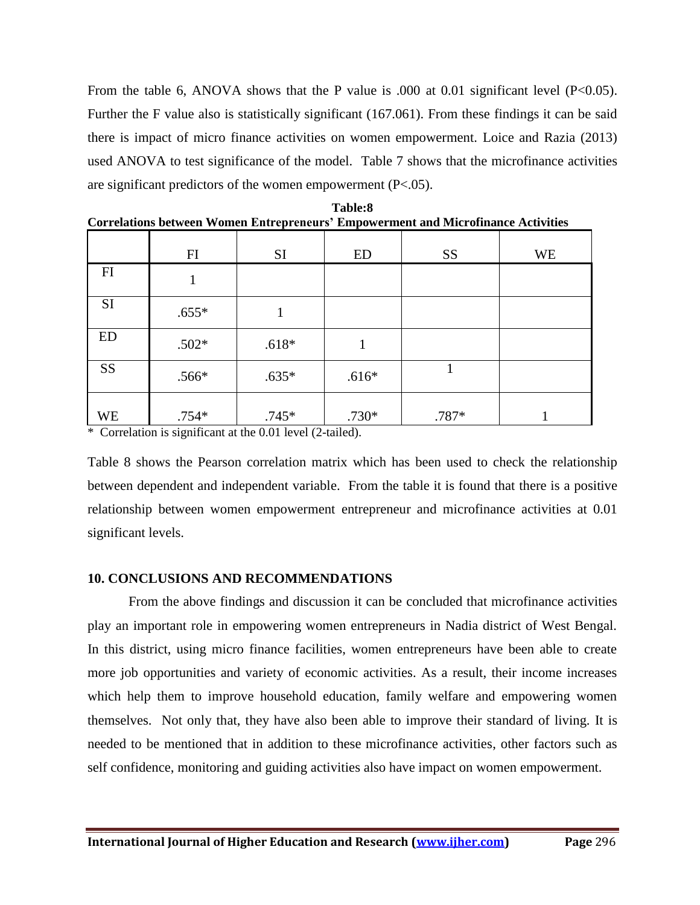From the table 6, ANOVA shows that the P value is .000 at 0.01 significant level ($P<0.05$). Further the F value also is statistically significant (167.061). From these findings it can be said there is impact of micro finance activities on women empowerment. Loice and Razia (2013) used ANOVA to test significance of the model. Table 7 shows that the microfinance activities are significant predictors of the women empowerment ($P<.05$).

**Table:8**
**Correlations between Women Entrepreneurs' Empowerment and Microfinance Activities**

| | FI | SI | ED | SS | WE |
|---|---|---|---|---|---|
| FI | 1 | | | | |
| SI | .655* | 1 | | | |
| ED | .502* | .618* | 1 | | |
| SS | .566* | .635* | .616* | 1 | |
| WE | .754* | .745* | .730* | .787* | 1 |

\* Correlation is significant at the 0.01 level (2-tailed).

Table 8 shows the Pearson correlation matrix which has been used to check the relationship between dependent and independent variable. From the table it is found that there is a positive relationship between women empowerment entrepreneur and microfinance activities at 0.01 significant levels.

## 10. CONCLUSIONS AND RECOMMENDATIONS

From the above findings and discussion it can be concluded that microfinance activities play an important role in empowering women entrepreneurs in Nadia district of West Bengal. In this district, using micro finance facilities, women entrepreneurs have been able to create more job opportunities and variety of economic activities. As a result, their income increases which help them to improve household education, family welfare and empowering women themselves. Not only that, they have also been able to improve their standard of living. It is needed to be mentioned that in addition to these microfinance activities, other factors such as self confidence, monitoring and guiding activities also have impact on women empowerment.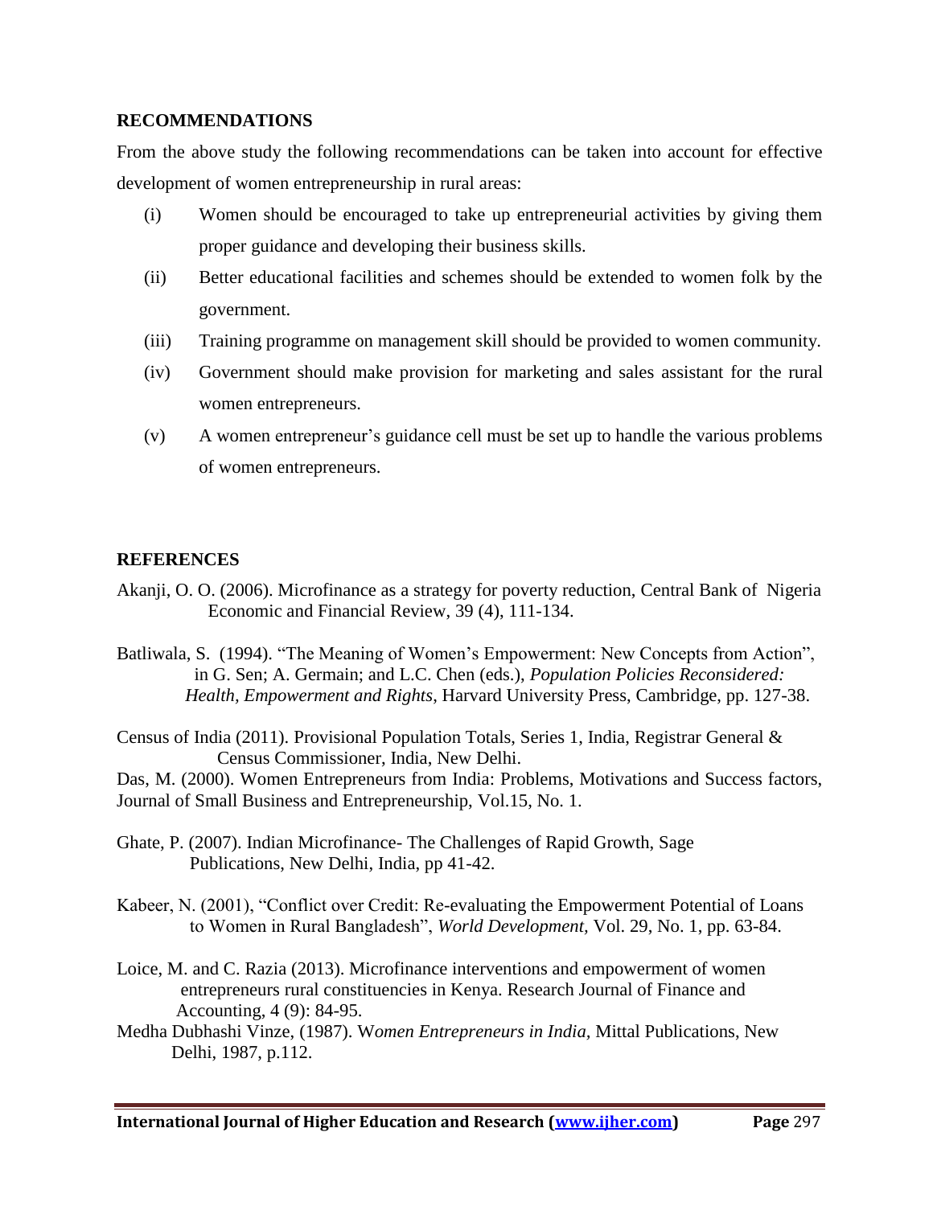## RECOMMENDATIONS

From the above study the following recommendations can be taken into account for effective development of women entrepreneurship in rural areas:

(i) Women should be encouraged to take up entrepreneurial activities by giving them proper guidance and developing their business skills.

(ii) Better educational facilities and schemes should be extended to women folk by the government.

(iii) Training programme on management skill should be provided to women community.

(iv) Government should make provision for marketing and sales assistant for the rural women entrepreneurs.

(v) A women entrepreneur's guidance cell must be set up to handle the various problems of women entrepreneurs.

## REFERENCES

Akanji, O. O. (2006). Microfinance as a strategy for poverty reduction, Central Bank of Nigeria Economic and Financial Review, 39 (4), 111-134.

Batliwala, S. (1994). "The Meaning of Women's Empowerment: New Concepts from Action", in G. Sen; A. Germain; and L.C. Chen (eds.), *Population Policies Reconsidered: Health, Empowerment and Rights*, Harvard University Press, Cambridge, pp. 127-38.

Census of India (2011). Provisional Population Totals, Series 1, India, Registrar General & Census Commissioner, India, New Delhi.

Das, M. (2000). Women Entrepreneurs from India: Problems, Motivations and Success factors, Journal of Small Business and Entrepreneurship, Vol.15, No. 1.

Ghate, P. (2007). Indian Microfinance- The Challenges of Rapid Growth, Sage Publications, New Delhi, India, pp 41-42.

Kabeer, N. (2001), "Conflict over Credit: Re-evaluating the Empowerment Potential of Loans to Women in Rural Bangladesh", *World Development*, Vol. 29, No. 1, pp. 63-84.

Loice, M. and C. Razia (2013). Microfinance interventions and empowerment of women entrepreneurs rural constituencies in Kenya. Research Journal of Finance and Accounting, 4 (9): 84-95.

Medha Dubhashi Vinze, (1987). W*omen Entrepreneurs in India*, Mittal Publications, New Delhi, 1987, p.112.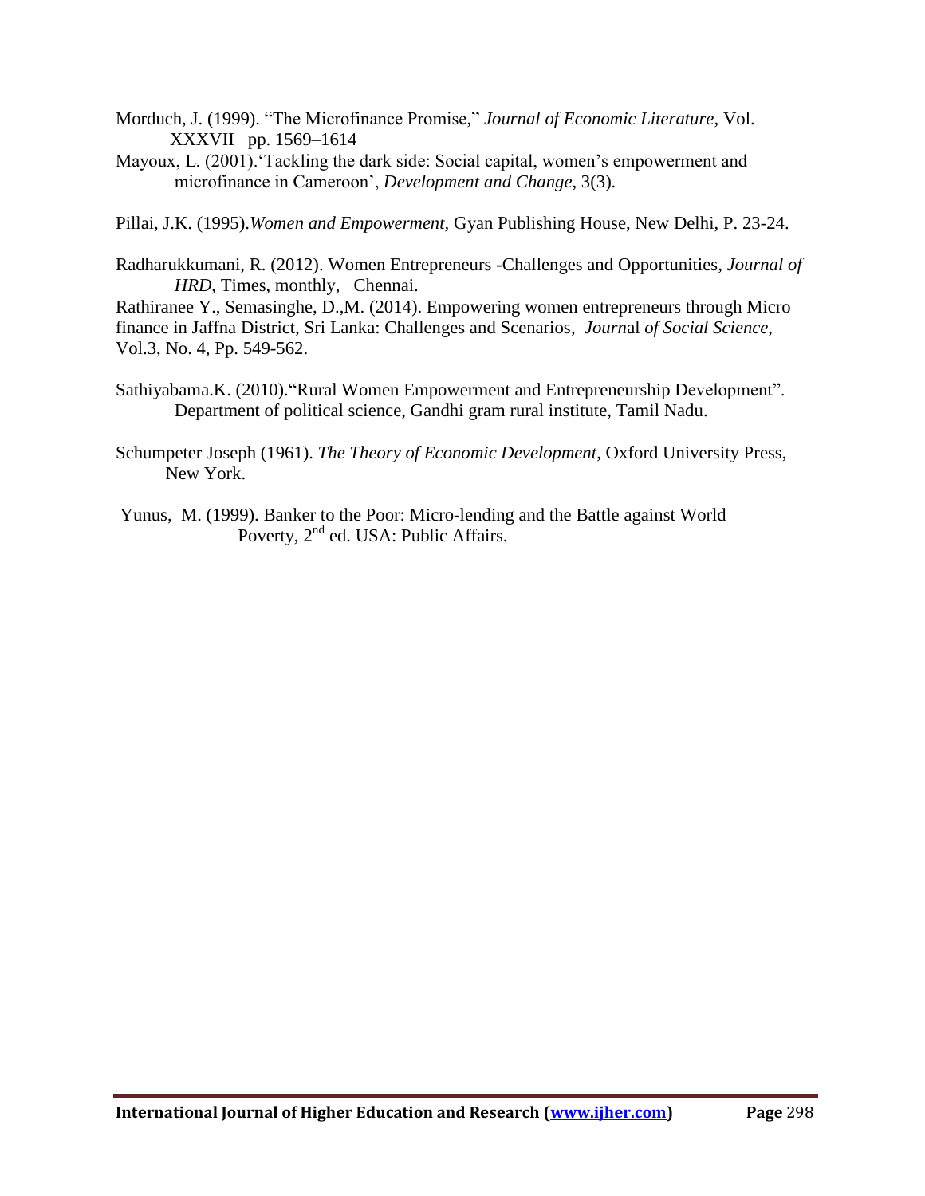Morduch, J. (1999). "The Microfinance Promise," *Journal of Economic Literature*, Vol. XXXVII pp. 1569–1614

Mayoux, L. (2001).'Tackling the dark side: Social capital, women's empowerment and microfinance in Cameroon', *Development and Change*, 3(3).

Pillai, J.K. (1995).*Women and Empowerment,* Gyan Publishing House, New Delhi, P. 23-24.

Radharukkumani, R. (2012). Women Entrepreneurs -Challenges and Opportunities, *Journal of HRD*, Times, monthly, Chennai.

Rathiranee Y., Semasinghe, D.,M. (2014). Empowering women entrepreneurs through Micro finance in Jaffna District, Sri Lanka: Challenges and Scenarios, *Journal of Social Science*, Vol.3, No. 4, Pp. 549-562.

Sathiyabama.K. (2010)."Rural Women Empowerment and Entrepreneurship Development". Department of political science, Gandhi gram rural institute, Tamil Nadu.

Schumpeter Joseph (1961). *The Theory of Economic Development*, Oxford University Press, New York.

Yunus, M. (1999). Banker to the Poor: Micro-lending and the Battle against World Poverty, 2nd ed. USA: Public Affairs.